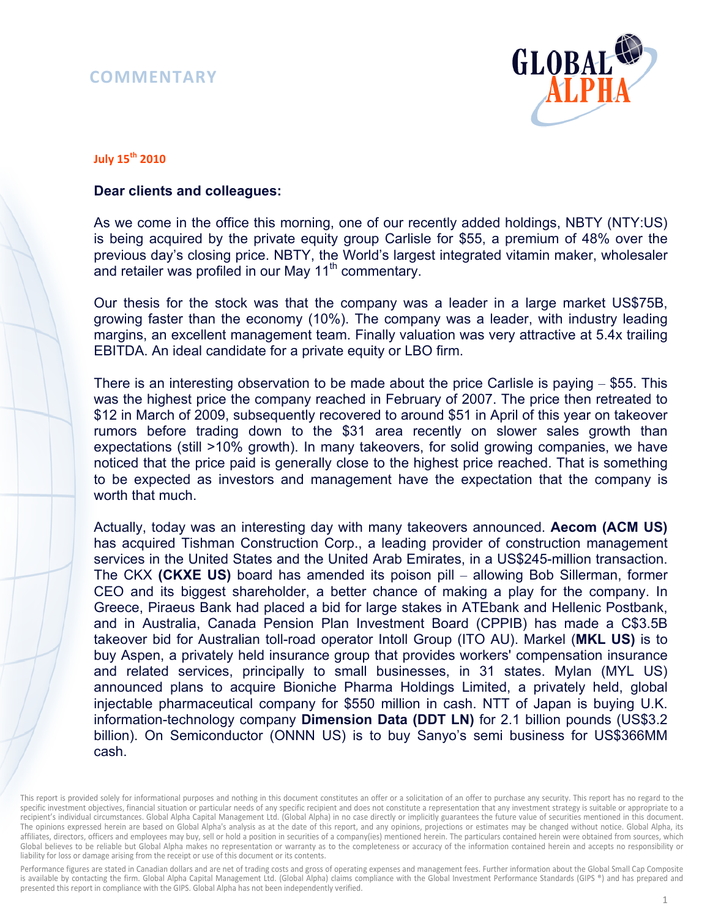# COMMENTARY

**July 15th 2010**

**Dear clients and colleagues:**

As we come in the office this morning, one of our recently added holdings, NBTY (NTY:US) is being acquired by the private equity group Carlisle for $55, a premium of 48% over the previous day's closing price. NBTY, the World's largest integrated vitamin maker, wholesaler and retailer was profiled in our May 11th commentary.

Our thesis for the stock was that the company was a leader in a large market US$75B, growing faster than the economy (10%). The company was a leader, with industry leading margins, an excellent management team. Finally valuation was very attractive at 5.4x trailing EBITDA. An ideal candidate for a private equity or LBO firm.

There is an interesting observation to be made about the price Carlisle is paying – $55. This was the highest price the company reached in February of 2007. The price then retreated to $12 in March of 2009, subsequently recovered to around $51 in April of this year on takeover rumors before trading down to the $31 area recently on slower sales growth than expectations (still >10% growth). In many takeovers, for solid growing companies, we have noticed that the price paid is generally close to the highest price reached. That is something to be expected as investors and management have the expectation that the company is worth that much.

Actually, today was an interesting day with many takeovers announced. **Aecom (ACM US)** has acquired Tishman Construction Corp., a leading provider of construction management services in the United States and the United Arab Emirates, in a US$245-million transaction. The CKX **(CKXE US)** board has amended its poison pill – allowing Bob Sillerman, former CEO and its biggest shareholder, a better chance of making a play for the company. In Greece, Piraeus Bank had placed a bid for large stakes in ATEbank and Hellenic Postbank, and in Australia, Canada Pension Plan Investment Board (CPPIB) has made a C$3.5B takeover bid for Australian toll-road operator Intoll Group (ITO AU). Markel (**MKL US)** is to buy Aspen, a privately held insurance group that provides workers' compensation insurance and related services, principally to small businesses, in 31 states. Mylan (MYL US) announced plans to acquire Bioniche Pharma Holdings Limited, a privately held, global injectable pharmaceutical company for $550 million in cash. NTT of Japan is buying U.K. information-technology company **Dimension Data (DDT LN)** for 2.1 billion pounds (US$3.2 billion). On Semiconductor (ONNN US) is to buy Sanyo's semi business for US$366MM cash.

This report is provided solely for informational purposes and nothing in this document constitutes an offer or a solicitation of an offer to purchase any security. This report has no regard to the specific investment objectives, financial situation or particular needs of any specific recipient and does not constitute a representation that any investment strategy is suitable or appropriate to a recipient's individual circumstances. Global Alpha Capital Management Ltd. (Global Alpha) in no case directly or implicitly guarantees the future value of securities mentioned in this document. The opinions expressed herein are based on Global Alpha's analysis as at the date of this report, and any opinions, projections or estimates may be changed without notice. Global Alpha, its affiliates, directors, officers and employees may buy, sell or hold a position in securities of a company(ies) mentioned herein. The particulars contained herein were obtained from sources, which Global believes to be reliable but Global Alpha makes no representation or warranty as to the completeness or accuracy of the information contained herein and accepts no responsibility or liability for loss or damage arising from the receipt or use of this document or its contents.

Performance figures are stated in Canadian dollars and are net of trading costs and gross of operating expenses and management fees. Further information about the Global Small Cap Composite is available by contacting the firm. Global Alpha Capital Management Ltd. (Global Alpha) claims compliance with the Global Investment Performance Standards (GIPS ®) and has prepared and presented this report in compliance with the GIPS. Global Alpha has not been independently verified.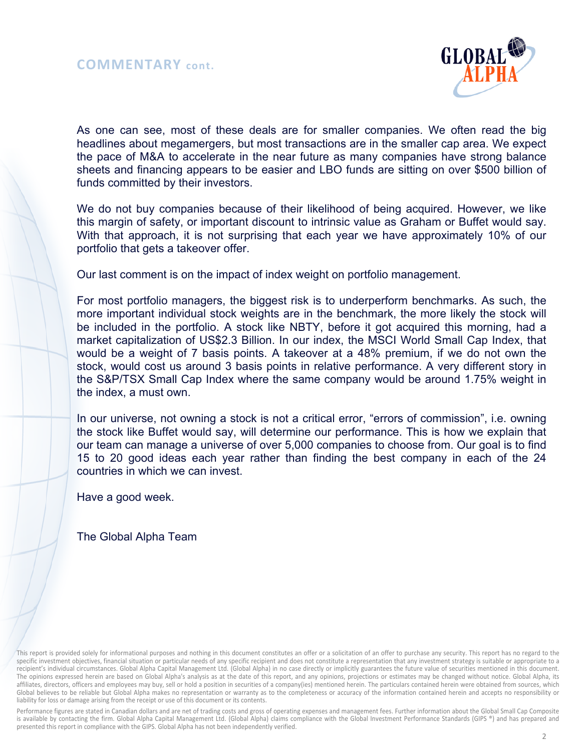## COMMENTARY cont.

As one can see, most of these deals are for smaller companies. We often read the big headlines about megamergers, but most transactions are in the smaller cap area. We expect the pace of M&A to accelerate in the near future as many companies have strong balance sheets and financing appears to be easier and LBO funds are sitting on over $500 billion of funds committed by their investors.

We do not buy companies because of their likelihood of being acquired. However, we like this margin of safety, or important discount to intrinsic value as Graham or Buffet would say. With that approach, it is not surprising that each year we have approximately 10% of our portfolio that gets a takeover offer.

Our last comment is on the impact of index weight on portfolio management.

For most portfolio managers, the biggest risk is to underperform benchmarks. As such, the more important individual stock weights are in the benchmark, the more likely the stock will be included in the portfolio. A stock like NBTY, before it got acquired this morning, had a market capitalization of US$2.3 Billion. In our index, the MSCI World Small Cap Index, that would be a weight of 7 basis points. A takeover at a 48% premium, if we do not own the stock, would cost us around 3 basis points in relative performance. A very different story in the S&P/TSX Small Cap Index where the same company would be around 1.75% weight in the index, a must own.

In our universe, not owning a stock is not a critical error, "errors of commission", i.e. owning the stock like Buffet would say, will determine our performance. This is how we explain that our team can manage a universe of over 5,000 companies to choose from. Our goal is to find 15 to 20 good ideas each year rather than finding the best company in each of the 24 countries in which we can invest.

Have a good week.

The Global Alpha Team

This report is provided solely for informational purposes and nothing in this document constitutes an offer or a solicitation of an offer to purchase any security. This report has no regard to the specific investment objectives, financial situation or particular needs of any specific recipient and does not constitute a representation that any investment strategy is suitable or appropriate to a recipient's individual circumstances. Global Alpha Capital Management Ltd. (Global Alpha) in no case directly or implicitly guarantees the future value of securities mentioned in this document. The opinions expressed herein are based on Global Alpha's analysis as at the date of this report, and any opinions, projections or estimates may be changed without notice. Global Alpha, its affiliates, directors, officers and employees may buy, sell or hold a position in securities of a company(ies) mentioned herein. The particulars contained herein were obtained from sources, which Global believes to be reliable but Global Alpha makes no representation or warranty as to the completeness or accuracy of the information contained herein and accepts no responsibility or liability for loss or damage arising from the receipt or use of this document or its contents.

Performance figures are stated in Canadian dollars and are net of trading costs and gross of operating expenses and management fees. Further information about the Global Small Cap Composite is available by contacting the firm. Global Alpha Capital Management Ltd. (Global Alpha) claims compliance with the Global Investment Performance Standards (GIPS ®) and has prepared and presented this report in compliance with the GIPS. Global Alpha has not been independently verified.